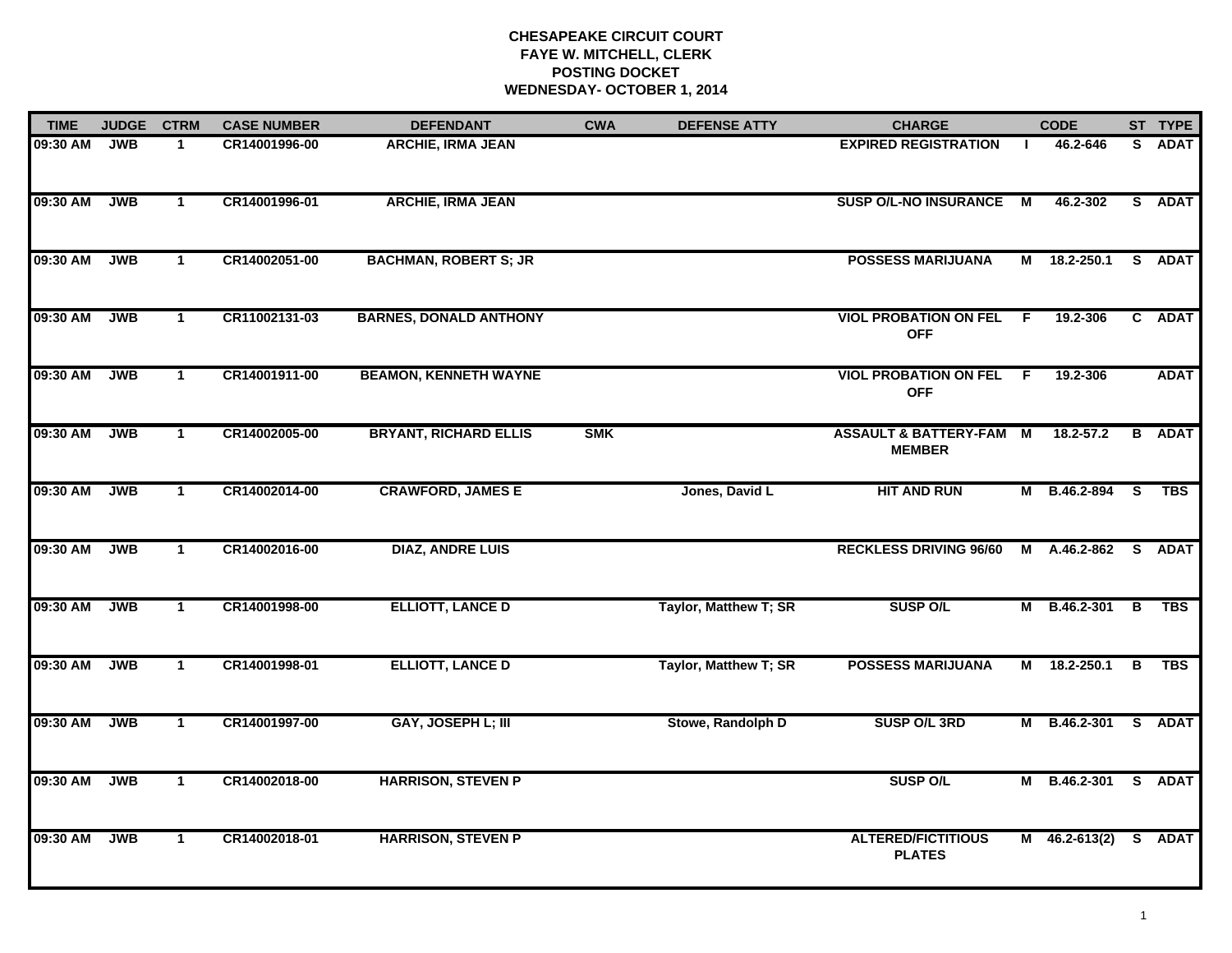**CHESAPEAKE CIRCUIT COURT**
**FAYE W. MITCHELL, CLERK**
**POSTING DOCKET**
**WEDNESDAY- OCTOBER 1, 2014**

| TIME | JUDGE | CTRM | CASE NUMBER | DEFENDANT | CWA | DEFENSE ATTY | CHARGE | | CODE | ST | TYPE |
|---|---|---|---|---|---|---|---|---|---|---|---|
| 09:30 AM | JWB | 1 | CR14001996-00 | ARCHIE, IRMA JEAN | | | EXPIRED REGISTRATION | I | 46.2-646 | S | ADAT |
| 09:30 AM | JWB | 1 | CR14001996-01 | ARCHIE, IRMA JEAN | | | SUSP O/L-NO INSURANCE | M | 46.2-302 | S | ADAT |
| 09:30 AM | JWB | 1 | CR14002051-00 | BACHMAN, ROBERT S; JR | | | POSSESS MARIJUANA | M | 18.2-250.1 | S | ADAT |
| 09:30 AM | JWB | 1 | CR11002131-03 | BARNES, DONALD ANTHONY | | | VIOL PROBATION ON FEL OFF | F | 19.2-306 | C | ADAT |
| 09:30 AM | JWB | 1 | CR14001911-00 | BEAMON, KENNETH WAYNE | | | VIOL PROBATION ON FEL OFF | F | 19.2-306 | | ADAT |
| 09:30 AM | JWB | 1 | CR14002005-00 | BRYANT, RICHARD ELLIS | SMK | | ASSAULT & BATTERY-FAM MEMBER | M | 18.2-57.2 | B | ADAT |
| 09:30 AM | JWB | 1 | CR14002014-00 | CRAWFORD, JAMES E | | Jones, David L | HIT AND RUN | M | B.46.2-894 | S | TBS |
| 09:30 AM | JWB | 1 | CR14002016-00 | DIAZ, ANDRE LUIS | | | RECKLESS DRIVING 96/60 | M | A.46.2-862 | S | ADAT |
| 09:30 AM | JWB | 1 | CR14001998-00 | ELLIOTT, LANCE D | | Taylor, Matthew T; SR | SUSP O/L | M | B.46.2-301 | B | TBS |
| 09:30 AM | JWB | 1 | CR14001998-01 | ELLIOTT, LANCE D | | Taylor, Matthew T; SR | POSSESS MARIJUANA | M | 18.2-250.1 | B | TBS |
| 09:30 AM | JWB | 1 | CR14001997-00 | GAY, JOSEPH L; III | | Stowe, Randolph D | SUSP O/L 3RD | M | B.46.2-301 | S | ADAT |
| 09:30 AM | JWB | 1 | CR14002018-00 | HARRISON, STEVEN P | | | SUSP O/L | M | B.46.2-301 | S | ADAT |
| 09:30 AM | JWB | 1 | CR14002018-01 | HARRISON, STEVEN P | | | ALTERED/FICTITIOUS PLATES | M | 46.2-613(2) | S | ADAT |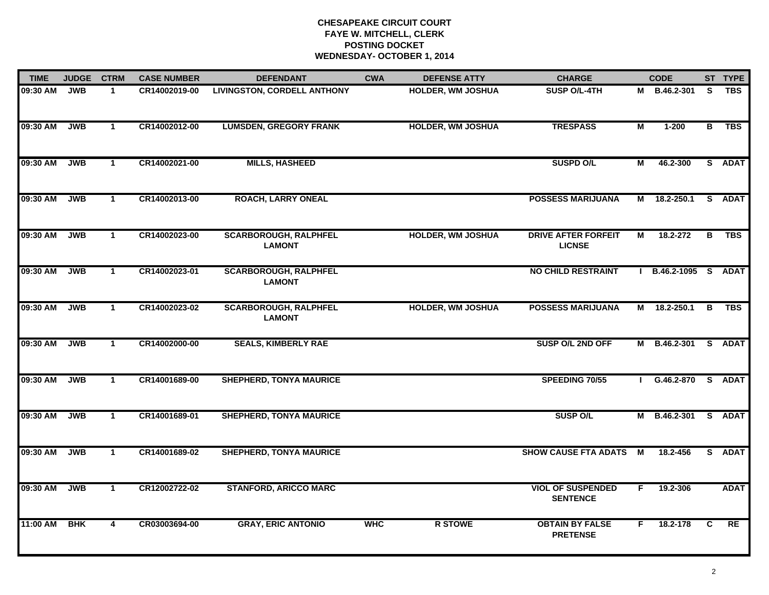**CHESAPEAKE CIRCUIT COURT**
**FAYE W. MITCHELL, CLERK**
**POSTING DOCKET**
**WEDNESDAY- OCTOBER 1, 2014**

| TIME | JUDGE | CTRM | CASE NUMBER | DEFENDANT | CWA | DEFENSE ATTY | CHARGE | | CODE | ST | TYPE |
|---|---|---|---|---|---|---|---|---|---|---|---|
| 09:30 AM | JWB | 1 | CR14002019-00 | LIVINGSTON, CORDELL ANTHONY | | HOLDER, WM JOSHUA | SUSP O/L-4TH | M | B.46.2-301 | S | TBS |
| 09:30 AM | JWB | 1 | CR14002012-00 | LUMSDEN, GREGORY FRANK | | HOLDER, WM JOSHUA | TRESPASS | M | 1-200 | B | TBS |
| 09:30 AM | JWB | 1 | CR14002021-00 | MILLS, HASHEED | | | SUSPD O/L | M | 46.2-300 | S | ADAT |
| 09:30 AM | JWB | 1 | CR14002013-00 | ROACH, LARRY ONEAL | | | POSSESS MARIJUANA | M | 18.2-250.1 | S | ADAT |
| 09:30 AM | JWB | 1 | CR14002023-00 | SCARBOROUGH, RALPHFEL LAMONT | | HOLDER, WM JOSHUA | DRIVE AFTER FORFEIT LICNSE | M | 18.2-272 | B | TBS |
| 09:30 AM | JWB | 1 | CR14002023-01 | SCARBOROUGH, RALPHFEL LAMONT | | | NO CHILD RESTRAINT | I | B.46.2-1095 | S | ADAT |
| 09:30 AM | JWB | 1 | CR14002023-02 | SCARBOROUGH, RALPHFEL LAMONT | | HOLDER, WM JOSHUA | POSSESS MARIJUANA | M | 18.2-250.1 | B | TBS |
| 09:30 AM | JWB | 1 | CR14002000-00 | SEALS, KIMBERLY RAE | | | SUSP O/L 2ND OFF | M | B.46.2-301 | S | ADAT |
| 09:30 AM | JWB | 1 | CR14001689-00 | SHEPHERD, TONYA MAURICE | | | SPEEDING 70/55 | I | G.46.2-870 | S | ADAT |
| 09:30 AM | JWB | 1 | CR14001689-01 | SHEPHERD, TONYA MAURICE | | | SUSP O/L | M | B.46.2-301 | S | ADAT |
| 09:30 AM | JWB | 1 | CR14001689-02 | SHEPHERD, TONYA MAURICE | | | SHOW CAUSE FTA ADATS | M | 18.2-456 | S | ADAT |
| 09:30 AM | JWB | 1 | CR12002722-02 | STANFORD, ARICCO MARC | | | VIOL OF SUSPENDED SENTENCE | F | 19.2-306 | | ADAT |
| 11:00 AM | BHK | 4 | CR03003694-00 | GRAY, ERIC ANTONIO | WHC | R STOWE | OBTAIN BY FALSE PRETENSE | F | 18.2-178 | C | RE |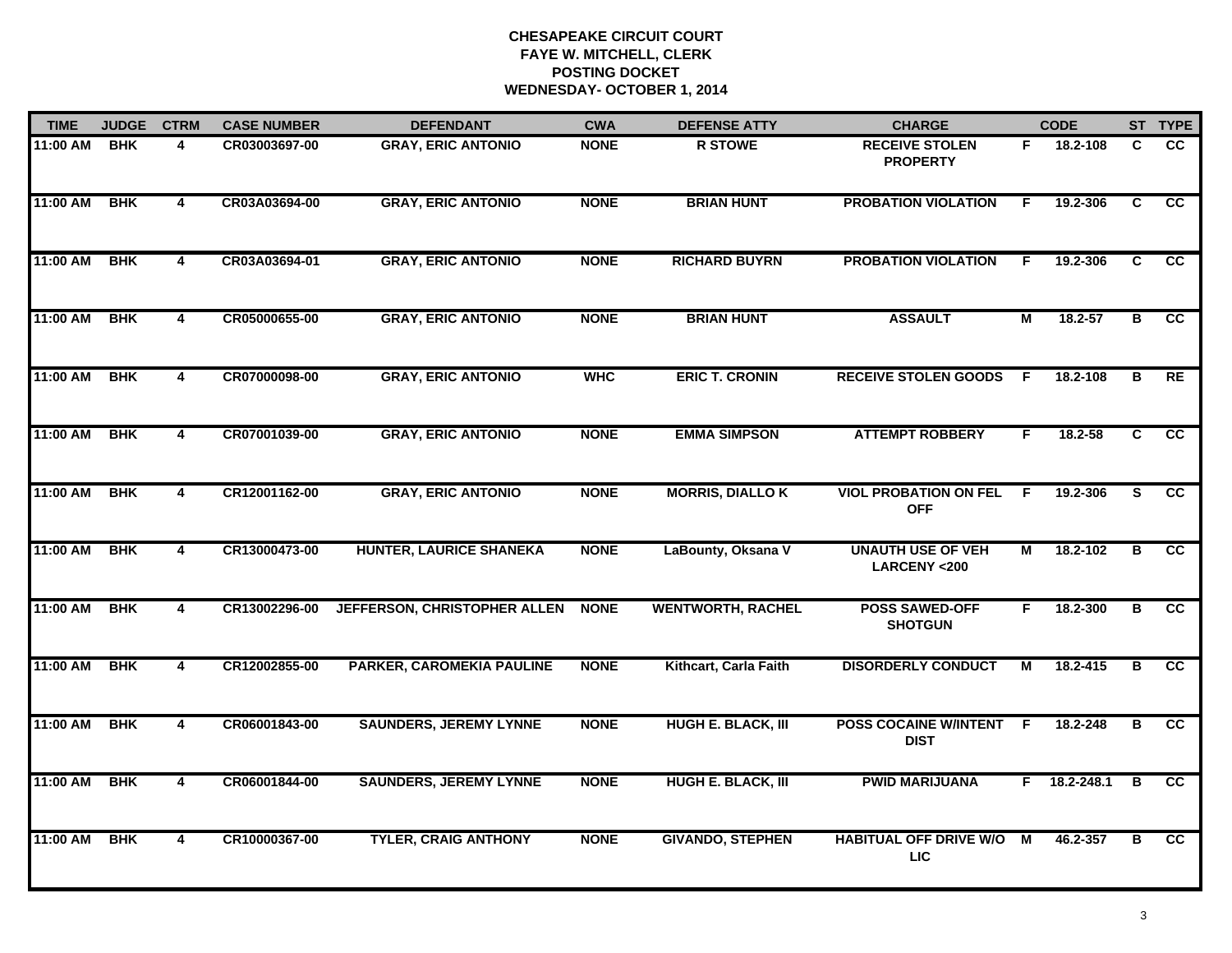**CHESAPEAKE CIRCUIT COURT**
**FAYE W. MITCHELL, CLERK**
**POSTING DOCKET**
**WEDNESDAY- OCTOBER 1, 2014**

| TIME | JUDGE | CTRM | CASE NUMBER | DEFENDANT | CWA | DEFENSE ATTY | CHARGE | | CODE | ST | TYPE |
|---|---|---|---|---|---|---|---|---|---|---|---|
| 11:00 AM | BHK | 4 | CR03003697-00 | GRAY, ERIC ANTONIO | NONE | R STOWE | RECEIVE STOLEN PROPERTY | F | 18.2-108 | C | CC |
| 11:00 AM | BHK | 4 | CR03A03694-00 | GRAY, ERIC ANTONIO | NONE | BRIAN HUNT | PROBATION VIOLATION | F | 19.2-306 | C | CC |
| 11:00 AM | BHK | 4 | CR03A03694-01 | GRAY, ERIC ANTONIO | NONE | RICHARD BUYRN | PROBATION VIOLATION | F | 19.2-306 | C | CC |
| 11:00 AM | BHK | 4 | CR05000655-00 | GRAY, ERIC ANTONIO | NONE | BRIAN HUNT | ASSAULT | M | 18.2-57 | B | CC |
| 11:00 AM | BHK | 4 | CR07000098-00 | GRAY, ERIC ANTONIO | WHC | ERIC T. CRONIN | RECEIVE STOLEN GOODS | F | 18.2-108 | B | RE |
| 11:00 AM | BHK | 4 | CR07001039-00 | GRAY, ERIC ANTONIO | NONE | EMMA SIMPSON | ATTEMPT ROBBERY | F | 18.2-58 | C | CC |
| 11:00 AM | BHK | 4 | CR12001162-00 | GRAY, ERIC ANTONIO | NONE | MORRIS, DIALLO K | VIOL PROBATION ON FEL OFF | F | 19.2-306 | S | CC |
| 11:00 AM | BHK | 4 | CR13000473-00 | HUNTER, LAURICE SHANEKA | NONE | LaBounty, Oksana V | UNAUTH USE OF VEH LARCENY <200 | M | 18.2-102 | B | CC |
| 11:00 AM | BHK | 4 | CR13002296-00 | JEFFERSON, CHRISTOPHER ALLEN | NONE | WENTWORTH, RACHEL | POSS SAWED-OFF SHOTGUN | F | 18.2-300 | B | CC |
| 11:00 AM | BHK | 4 | CR12002855-00 | PARKER, CAROMEKIA PAULINE | NONE | Kithcart, Carla Faith | DISORDERLY CONDUCT | M | 18.2-415 | B | CC |
| 11:00 AM | BHK | 4 | CR06001843-00 | SAUNDERS, JEREMY LYNNE | NONE | HUGH E. BLACK, III | POSS COCAINE W/INTENT DIST | F | 18.2-248 | B | CC |
| 11:00 AM | BHK | 4 | CR06001844-00 | SAUNDERS, JEREMY LYNNE | NONE | HUGH E. BLACK, III | PWID MARIJUANA | F | 18.2-248.1 | B | CC |
| 11:00 AM | BHK | 4 | CR10000367-00 | TYLER, CRAIG ANTHONY | NONE | GIVANDO, STEPHEN | HABITUAL OFF DRIVE W/O LIC | M | 46.2-357 | B | CC |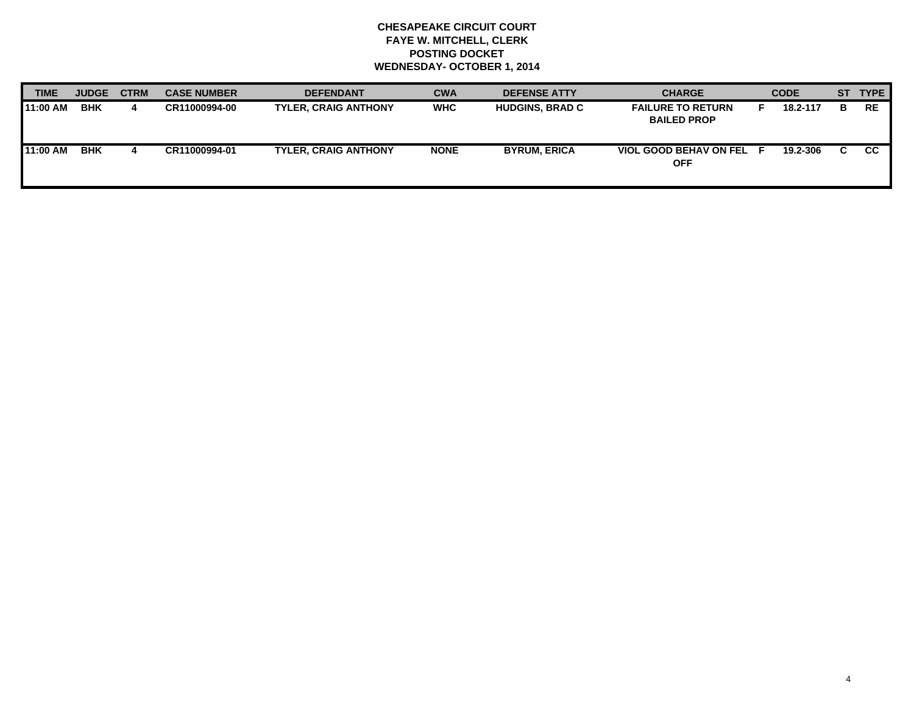**CHESAPEAKE CIRCUIT COURT**
**FAYE W. MITCHELL, CLERK**
**POSTING DOCKET**
**WEDNESDAY- OCTOBER 1, 2014**

| TIME | JUDGE | CTRM | CASE NUMBER | DEFENDANT | CWA | DEFENSE ATTY | CHARGE | | CODE | ST | TYPE |
|---|---|---|---|---|---|---|---|---|---|---|---|
| 11:00 AM | BHK | 4 | CR11000994-00 | TYLER, CRAIG ANTHONY | WHC | HUDGINS, BRAD C | FAILURE TO RETURN BAILED PROP | F | 18.2-117 | B | RE |
| 11:00 AM | BHK | 4 | CR11000994-01 | TYLER, CRAIG ANTHONY | NONE | BYRUM, ERICA | VIOL GOOD BEHAV ON FEL OFF | F | 19.2-306 | C | CC |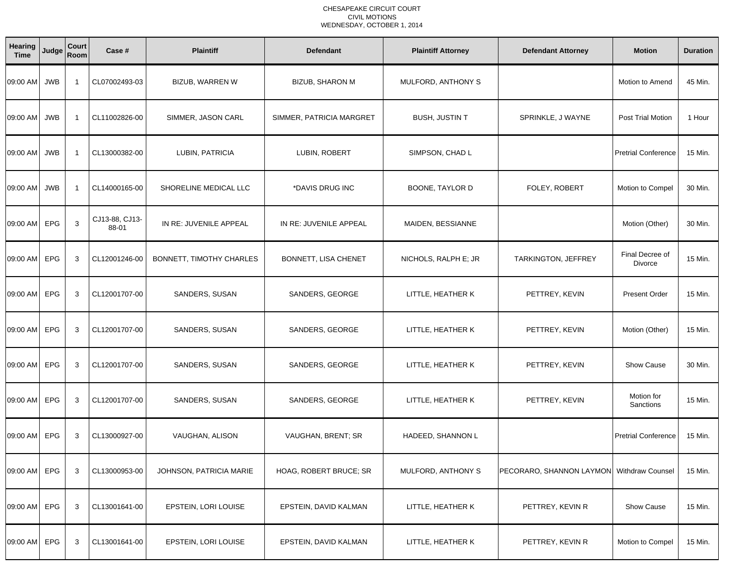CHESAPEAKE CIRCUIT COURT
CIVIL MOTIONS
WEDNESDAY, OCTOBER 1, 2014

| Hearing Time | Judge | Court Room | Case # | Plaintiff | Defendant | Plaintiff Attorney | Defendant Attorney | Motion | Duration |
|---|---|---|---|---|---|---|---|---|---|
| 09:00 AM | JWB | 1 | CL07002493-03 | BIZUB, WARREN W | BIZUB, SHARON M | MULFORD, ANTHONY S | | Motion to Amend | 45 Min. |
| 09:00 AM | JWB | 1 | CL11002826-00 | SIMMER, JASON CARL | SIMMER, PATRICIA MARGRET | BUSH, JUSTIN T | SPRINKLE, J WAYNE | Post Trial Motion | 1 Hour |
| 09:00 AM | JWB | 1 | CL13000382-00 | LUBIN, PATRICIA | LUBIN, ROBERT | SIMPSON, CHAD L | | Pretrial Conference | 15 Min. |
| 09:00 AM | JWB | 1 | CL14000165-00 | SHORELINE MEDICAL LLC | *DAVIS DRUG INC | BOONE, TAYLOR D | FOLEY, ROBERT | Motion to Compel | 30 Min. |
| 09:00 AM | EPG | 3 | CJ13-88, CJ13-88-01 | IN RE: JUVENILE APPEAL | IN RE: JUVENILE APPEAL | MAIDEN, BESSIANNE | | Motion (Other) | 30 Min. |
| 09:00 AM | EPG | 3 | CL12001246-00 | BONNETT, TIMOTHY CHARLES | BONNETT, LISA CHENET | NICHOLS, RALPH E; JR | TARKINGTON, JEFFREY | Final Decree of Divorce | 15 Min. |
| 09:00 AM | EPG | 3 | CL12001707-00 | SANDERS, SUSAN | SANDERS, GEORGE | LITTLE, HEATHER K | PETTREY, KEVIN | Present Order | 15 Min. |
| 09:00 AM | EPG | 3 | CL12001707-00 | SANDERS, SUSAN | SANDERS, GEORGE | LITTLE, HEATHER K | PETTREY, KEVIN | Motion (Other) | 15 Min. |
| 09:00 AM | EPG | 3 | CL12001707-00 | SANDERS, SUSAN | SANDERS, GEORGE | LITTLE, HEATHER K | PETTREY, KEVIN | Show Cause | 30 Min. |
| 09:00 AM | EPG | 3 | CL12001707-00 | SANDERS, SUSAN | SANDERS, GEORGE | LITTLE, HEATHER K | PETTREY, KEVIN | Motion for Sanctions | 15 Min. |
| 09:00 AM | EPG | 3 | CL13000927-00 | VAUGHAN, ALISON | VAUGHAN, BRENT; SR | HADEED, SHANNON L | | Pretrial Conference | 15 Min. |
| 09:00 AM | EPG | 3 | CL13000953-00 | JOHNSON, PATRICIA MARIE | HOAG, ROBERT BRUCE; SR | MULFORD, ANTHONY S | PECORARO, SHANNON LAYMON | Withdraw Counsel | 15 Min. |
| 09:00 AM | EPG | 3 | CL13001641-00 | EPSTEIN, LORI LOUISE | EPSTEIN, DAVID KALMAN | LITTLE, HEATHER K | PETTREY, KEVIN R | Show Cause | 15 Min. |
| 09:00 AM | EPG | 3 | CL13001641-00 | EPSTEIN, LORI LOUISE | EPSTEIN, DAVID KALMAN | LITTLE, HEATHER K | PETTREY, KEVIN R | Motion to Compel | 15 Min. |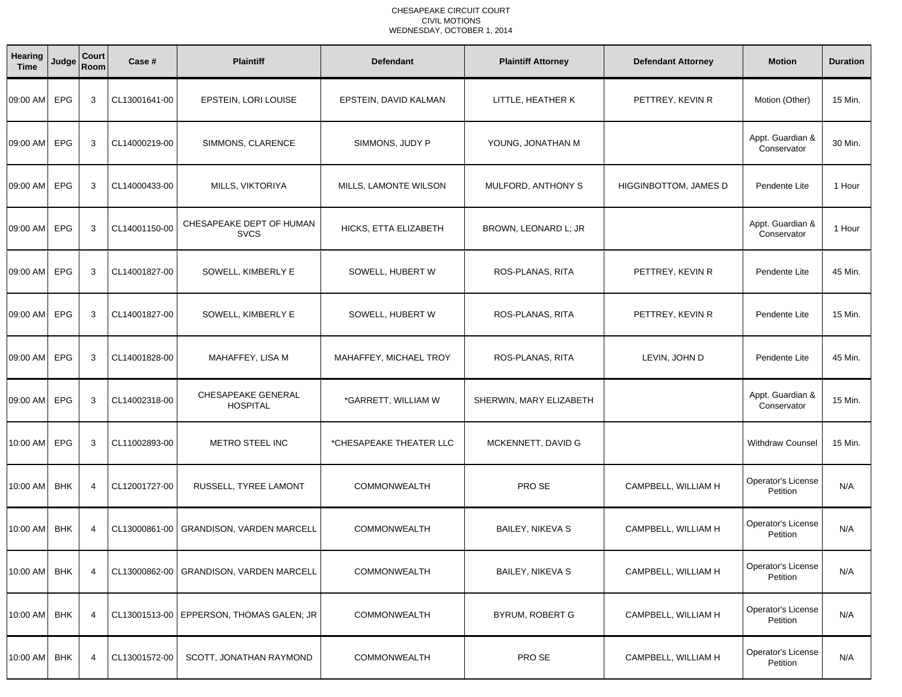CHESAPEAKE CIRCUIT COURT
CIVIL MOTIONS
WEDNESDAY, OCTOBER 1, 2014

| Hearing Time | Judge | Court Room | Case # | Plaintiff | Defendant | Plaintiff Attorney | Defendant Attorney | Motion | Duration |
|---|---|---|---|---|---|---|---|---|---|
| 09:00 AM | EPG | 3 | CL13001641-00 | EPSTEIN, LORI LOUISE | EPSTEIN, DAVID KALMAN | LITTLE, HEATHER K | PETTREY, KEVIN R | Motion (Other) | 15 Min. |
| 09:00 AM | EPG | 3 | CL14000219-00 | SIMMONS, CLARENCE | SIMMONS, JUDY P | YOUNG, JONATHAN M | | Appt. Guardian & Conservator | 30 Min. |
| 09:00 AM | EPG | 3 | CL14000433-00 | MILLS, VIKTORIYA | MILLS, LAMONTE WILSON | MULFORD, ANTHONY S | HIGGINBOTTOM, JAMES D | Pendente Lite | 1 Hour |
| 09:00 AM | EPG | 3 | CL14001150-00 | CHESAPEAKE DEPT OF HUMAN SVCS | HICKS, ETTA ELIZABETH | BROWN, LEONARD L; JR | | Appt. Guardian & Conservator | 1 Hour |
| 09:00 AM | EPG | 3 | CL14001827-00 | SOWELL, KIMBERLY E | SOWELL, HUBERT W | ROS-PLANAS, RITA | PETTREY, KEVIN R | Pendente Lite | 45 Min. |
| 09:00 AM | EPG | 3 | CL14001827-00 | SOWELL, KIMBERLY E | SOWELL, HUBERT W | ROS-PLANAS, RITA | PETTREY, KEVIN R | Pendente Lite | 15 Min. |
| 09:00 AM | EPG | 3 | CL14001828-00 | MAHAFFEY, LISA M | MAHAFFEY, MICHAEL TROY | ROS-PLANAS, RITA | LEVIN, JOHN D | Pendente Lite | 45 Min. |
| 09:00 AM | EPG | 3 | CL14002318-00 | CHESAPEAKE GENERAL HOSPITAL | *GARRETT, WILLIAM W | SHERWIN, MARY ELIZABETH | | Appt. Guardian & Conservator | 15 Min. |
| 10:00 AM | EPG | 3 | CL11002893-00 | METRO STEEL INC | *CHESAPEAKE THEATER LLC | MCKENNETT, DAVID G | | Withdraw Counsel | 15 Min. |
| 10:00 AM | BHK | 4 | CL12001727-00 | RUSSELL, TYREE LAMONT | COMMONWEALTH | PRO SE | CAMPBELL, WILLIAM H | Operator's License Petition | N/A |
| 10:00 AM | BHK | 4 | CL13000861-00 | GRANDISON, VARDEN MARCELL | COMMONWEALTH | BAILEY, NIKEVA S | CAMPBELL, WILLIAM H | Operator's License Petition | N/A |
| 10:00 AM | BHK | 4 | CL13000862-00 | GRANDISON, VARDEN MARCELL | COMMONWEALTH | BAILEY, NIKEVA S | CAMPBELL, WILLIAM H | Operator's License Petition | N/A |
| 10:00 AM | BHK | 4 | CL13001513-00 | EPPERSON, THOMAS GALEN; JR | COMMONWEALTH | BYRUM, ROBERT G | CAMPBELL, WILLIAM H | Operator's License Petition | N/A |
| 10:00 AM | BHK | 4 | CL13001572-00 | SCOTT, JONATHAN RAYMOND | COMMONWEALTH | PRO SE | CAMPBELL, WILLIAM H | Operator's License Petition | N/A |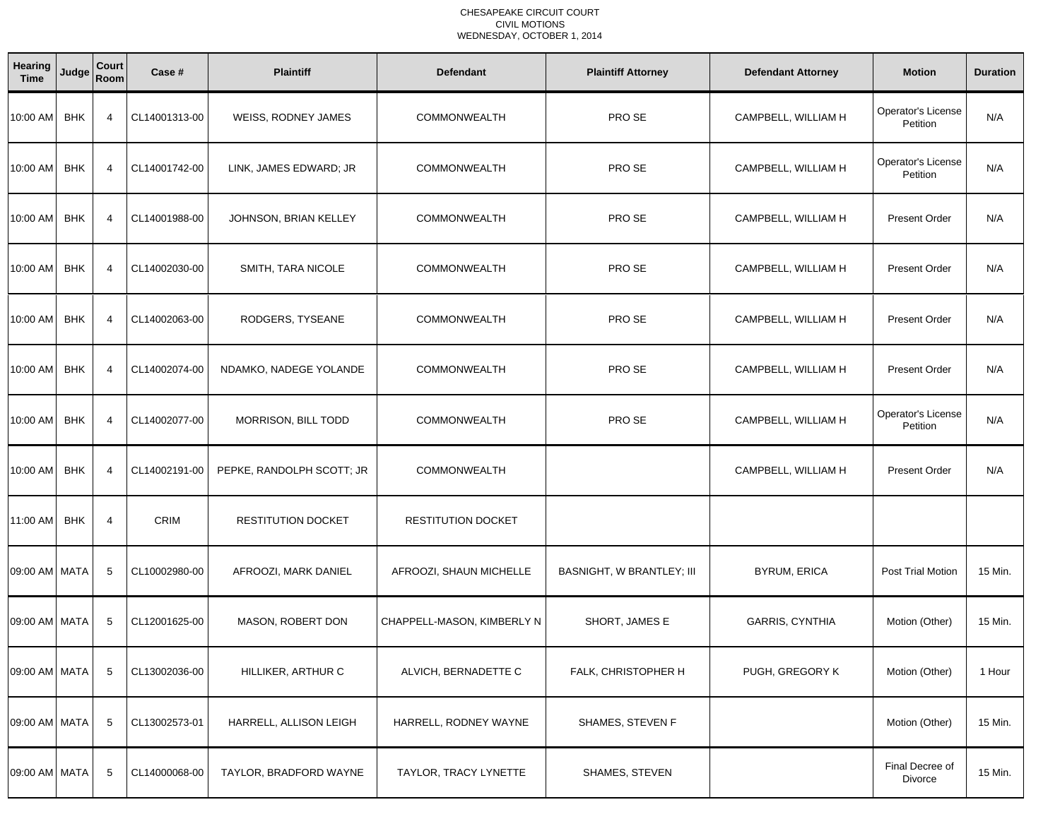CHESAPEAKE CIRCUIT COURT
CIVIL MOTIONS
WEDNESDAY, OCTOBER 1, 2014

| Hearing Time | Judge | Court Room | Case # | Plaintiff | Defendant | Plaintiff Attorney | Defendant Attorney | Motion | Duration |
|---|---|---|---|---|---|---|---|---|---|
| 10:00 AM | BHK | 4 | CL14001313-00 | WEISS, RODNEY JAMES | COMMONWEALTH | PRO SE | CAMPBELL, WILLIAM H | Operator's License Petition | N/A |
| 10:00 AM | BHK | 4 | CL14001742-00 | LINK, JAMES EDWARD; JR | COMMONWEALTH | PRO SE | CAMPBELL, WILLIAM H | Operator's License Petition | N/A |
| 10:00 AM | BHK | 4 | CL14001988-00 | JOHNSON, BRIAN KELLEY | COMMONWEALTH | PRO SE | CAMPBELL, WILLIAM H | Present Order | N/A |
| 10:00 AM | BHK | 4 | CL14002030-00 | SMITH, TARA NICOLE | COMMONWEALTH | PRO SE | CAMPBELL, WILLIAM H | Present Order | N/A |
| 10:00 AM | BHK | 4 | CL14002063-00 | RODGERS, TYSEANE | COMMONWEALTH | PRO SE | CAMPBELL, WILLIAM H | Present Order | N/A |
| 10:00 AM | BHK | 4 | CL14002074-00 | NDAMKO, NADEGE YOLANDE | COMMONWEALTH | PRO SE | CAMPBELL, WILLIAM H | Present Order | N/A |
| 10:00 AM | BHK | 4 | CL14002077-00 | MORRISON, BILL TODD | COMMONWEALTH | PRO SE | CAMPBELL, WILLIAM H | Operator's License Petition | N/A |
| 10:00 AM | BHK | 4 | CL14002191-00 | PEPKE, RANDOLPH SCOTT; JR | COMMONWEALTH | | CAMPBELL, WILLIAM H | Present Order | N/A |
| 11:00 AM | BHK | 4 | CRIM | RESTITUTION DOCKET | RESTITUTION DOCKET | | | | |
| 09:00 AM | MATA | 5 | CL10002980-00 | AFROOZI, MARK DANIEL | AFROOZI, SHAUN MICHELLE | BASNIGHT, W BRANTLEY; III | BYRUM, ERICA | Post Trial Motion | 15 Min. |
| 09:00 AM | MATA | 5 | CL12001625-00 | MASON, ROBERT DON | CHAPPELL-MASON, KIMBERLY N | SHORT, JAMES E | GARRIS, CYNTHIA | Motion (Other) | 15 Min. |
| 09:00 AM | MATA | 5 | CL13002036-00 | HILLIKER, ARTHUR C | ALVICH, BERNADETTE C | FALK, CHRISTOPHER H | PUGH, GREGORY K | Motion (Other) | 1 Hour |
| 09:00 AM | MATA | 5 | CL13002573-01 | HARRELL, ALLISON LEIGH | HARRELL, RODNEY WAYNE | SHAMES, STEVEN F | | Motion (Other) | 15 Min. |
| 09:00 AM | MATA | 5 | CL14000068-00 | TAYLOR, BRADFORD WAYNE | TAYLOR, TRACY LYNETTE | SHAMES, STEVEN | | Final Decree of Divorce | 15 Min. |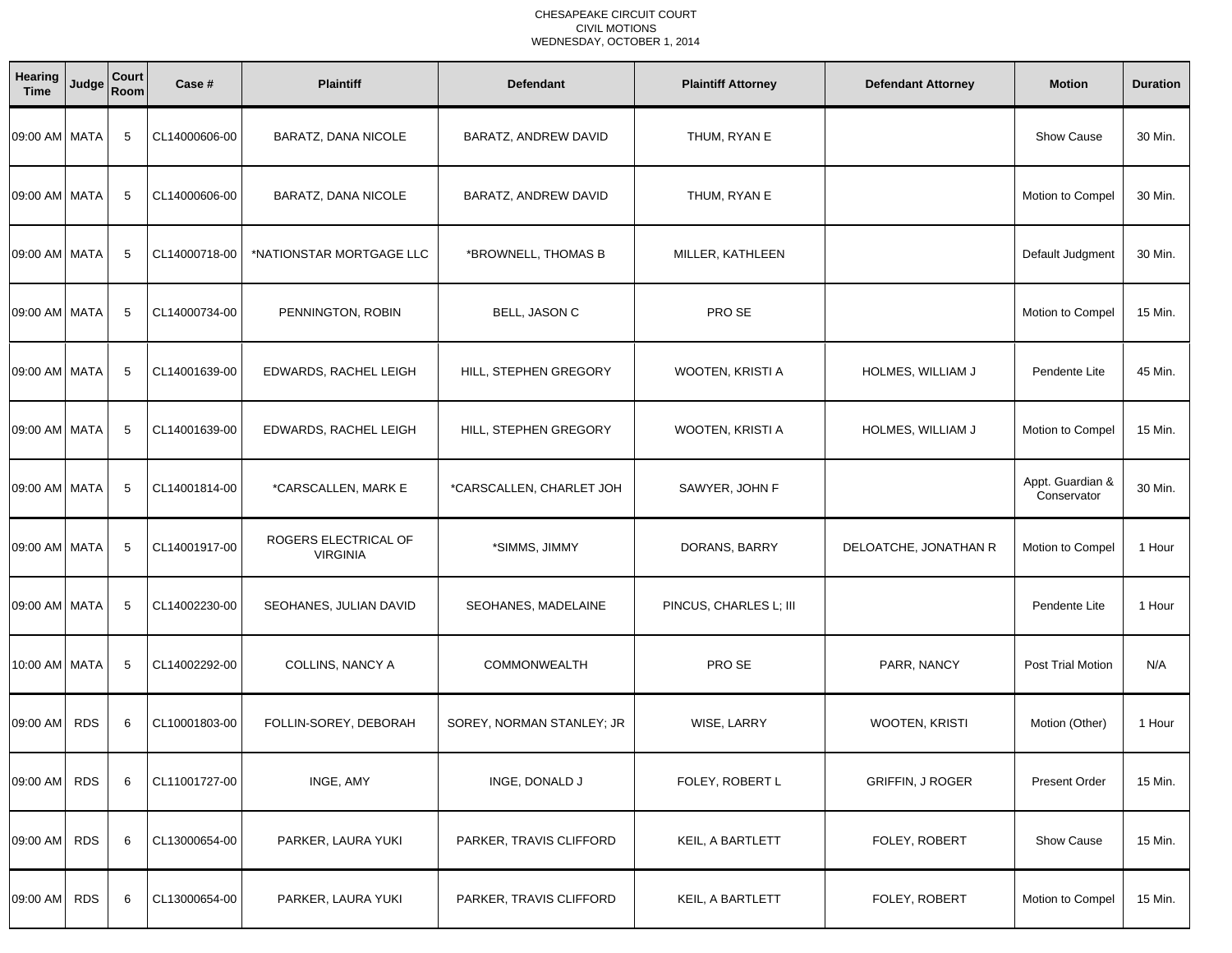CHESAPEAKE CIRCUIT COURT
CIVIL MOTIONS
WEDNESDAY, OCTOBER 1, 2014

| Hearing Time | Judge | Court Room | Case # | Plaintiff | Defendant | Plaintiff Attorney | Defendant Attorney | Motion | Duration |
|---|---|---|---|---|---|---|---|---|---|
| 09:00 AM | MATA | 5 | CL14000606-00 | BARATZ, DANA NICOLE | BARATZ, ANDREW DAVID | THUM, RYAN E | | Show Cause | 30 Min. |
| 09:00 AM | MATA | 5 | CL14000606-00 | BARATZ, DANA NICOLE | BARATZ, ANDREW DAVID | THUM, RYAN E | | Motion to Compel | 30 Min. |
| 09:00 AM | MATA | 5 | CL14000718-00 | *NATIONSTAR MORTGAGE LLC | *BROWNELL, THOMAS B | MILLER, KATHLEEN | | Default Judgment | 30 Min. |
| 09:00 AM | MATA | 5 | CL14000734-00 | PENNINGTON, ROBIN | BELL, JASON C | PRO SE | | Motion to Compel | 15 Min. |
| 09:00 AM | MATA | 5 | CL14001639-00 | EDWARDS, RACHEL LEIGH | HILL, STEPHEN GREGORY | WOOTEN, KRISTI A | HOLMES, WILLIAM J | Pendente Lite | 45 Min. |
| 09:00 AM | MATA | 5 | CL14001639-00 | EDWARDS, RACHEL LEIGH | HILL, STEPHEN GREGORY | WOOTEN, KRISTI A | HOLMES, WILLIAM J | Motion to Compel | 15 Min. |
| 09:00 AM | MATA | 5 | CL14001814-00 | *CARSCALLEN, MARK E | *CARSCALLEN, CHARLET JOH | SAWYER, JOHN F | | Appt. Guardian & Conservator | 30 Min. |
| 09:00 AM | MATA | 5 | CL14001917-00 | ROGERS ELECTRICAL OF VIRGINIA | *SIMMS, JIMMY | DORANS, BARRY | DELOATCHE, JONATHAN R | Motion to Compel | 1 Hour |
| 09:00 AM | MATA | 5 | CL14002230-00 | SEOHANES, JULIAN DAVID | SEOHANES, MADELAINE | PINCUS, CHARLES L; III | | Pendente Lite | 1 Hour |
| 10:00 AM | MATA | 5 | CL14002292-00 | COLLINS, NANCY A | COMMONWEALTH | PRO SE | PARR, NANCY | Post Trial Motion | N/A |
| 09:00 AM | RDS | 6 | CL10001803-00 | FOLLIN-SOREY, DEBORAH | SOREY, NORMAN STANLEY; JR | WISE, LARRY | WOOTEN, KRISTI | Motion (Other) | 1 Hour |
| 09:00 AM | RDS | 6 | CL11001727-00 | INGE, AMY | INGE, DONALD J | FOLEY, ROBERT L | GRIFFIN, J ROGER | Present Order | 15 Min. |
| 09:00 AM | RDS | 6 | CL13000654-00 | PARKER, LAURA YUKI | PARKER, TRAVIS CLIFFORD | KEIL, A BARTLETT | FOLEY, ROBERT | Show Cause | 15 Min. |
| 09:00 AM | RDS | 6 | CL13000654-00 | PARKER, LAURA YUKI | PARKER, TRAVIS CLIFFORD | KEIL, A BARTLETT | FOLEY, ROBERT | Motion to Compel | 15 Min. |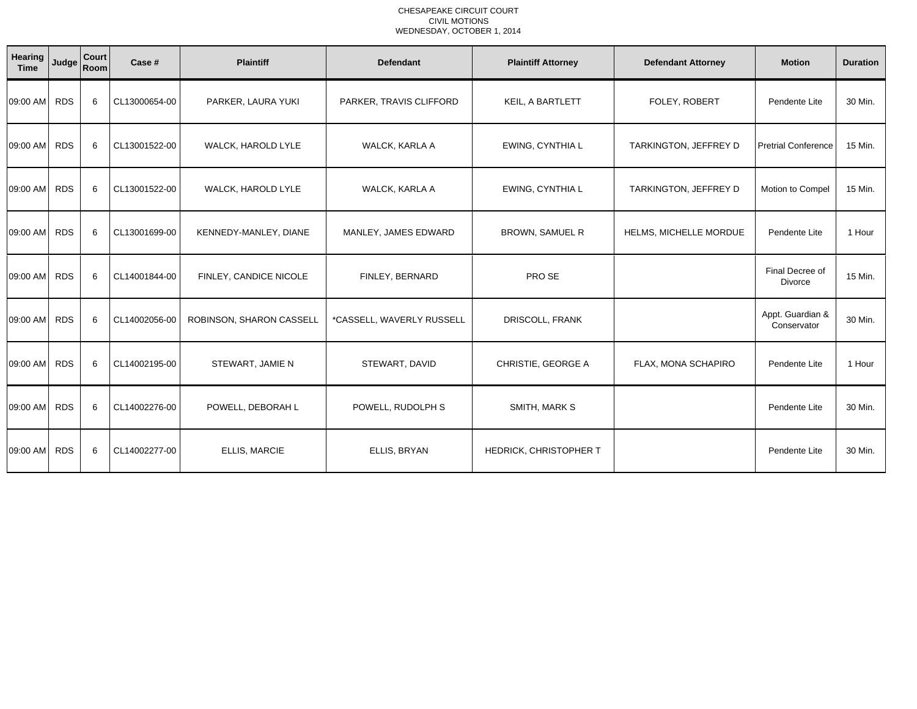CHESAPEAKE CIRCUIT COURT
CIVIL MOTIONS
WEDNESDAY, OCTOBER 1, 2014

| Hearing Time | Judge | Court Room | Case # | Plaintiff | Defendant | Plaintiff Attorney | Defendant Attorney | Motion | Duration |
|---|---|---|---|---|---|---|---|---|---|
| 09:00 AM | RDS | 6 | CL13000654-00 | PARKER, LAURA YUKI | PARKER, TRAVIS CLIFFORD | KEIL, A BARTLETT | FOLEY, ROBERT | Pendente Lite | 30 Min. |
| 09:00 AM | RDS | 6 | CL13001522-00 | WALCK, HAROLD LYLE | WALCK, KARLA A | EWING, CYNTHIA L | TARKINGTON, JEFFREY D | Pretrial Conference | 15 Min. |
| 09:00 AM | RDS | 6 | CL13001522-00 | WALCK, HAROLD LYLE | WALCK, KARLA A | EWING, CYNTHIA L | TARKINGTON, JEFFREY D | Motion to Compel | 15 Min. |
| 09:00 AM | RDS | 6 | CL13001699-00 | KENNEDY-MANLEY, DIANE | MANLEY, JAMES EDWARD | BROWN, SAMUEL R | HELMS, MICHELLE MORDUE | Pendente Lite | 1 Hour |
| 09:00 AM | RDS | 6 | CL14001844-00 | FINLEY, CANDICE NICOLE | FINLEY, BERNARD | PRO SE | | Final Decree of Divorce | 15 Min. |
| 09:00 AM | RDS | 6 | CL14002056-00 | ROBINSON, SHARON CASSELL | *CASSELL, WAVERLY RUSSELL | DRISCOLL, FRANK | | Appt. Guardian & Conservator | 30 Min. |
| 09:00 AM | RDS | 6 | CL14002195-00 | STEWART, JAMIE N | STEWART, DAVID | CHRISTIE, GEORGE A | FLAX, MONA SCHAPIRO | Pendente Lite | 1 Hour |
| 09:00 AM | RDS | 6 | CL14002276-00 | POWELL, DEBORAH L | POWELL, RUDOLPH S | SMITH, MARK S | | Pendente Lite | 30 Min. |
| 09:00 AM | RDS | 6 | CL14002277-00 | ELLIS, MARCIE | ELLIS, BRYAN | HEDRICK, CHRISTOPHER T | | Pendente Lite | 30 Min. |